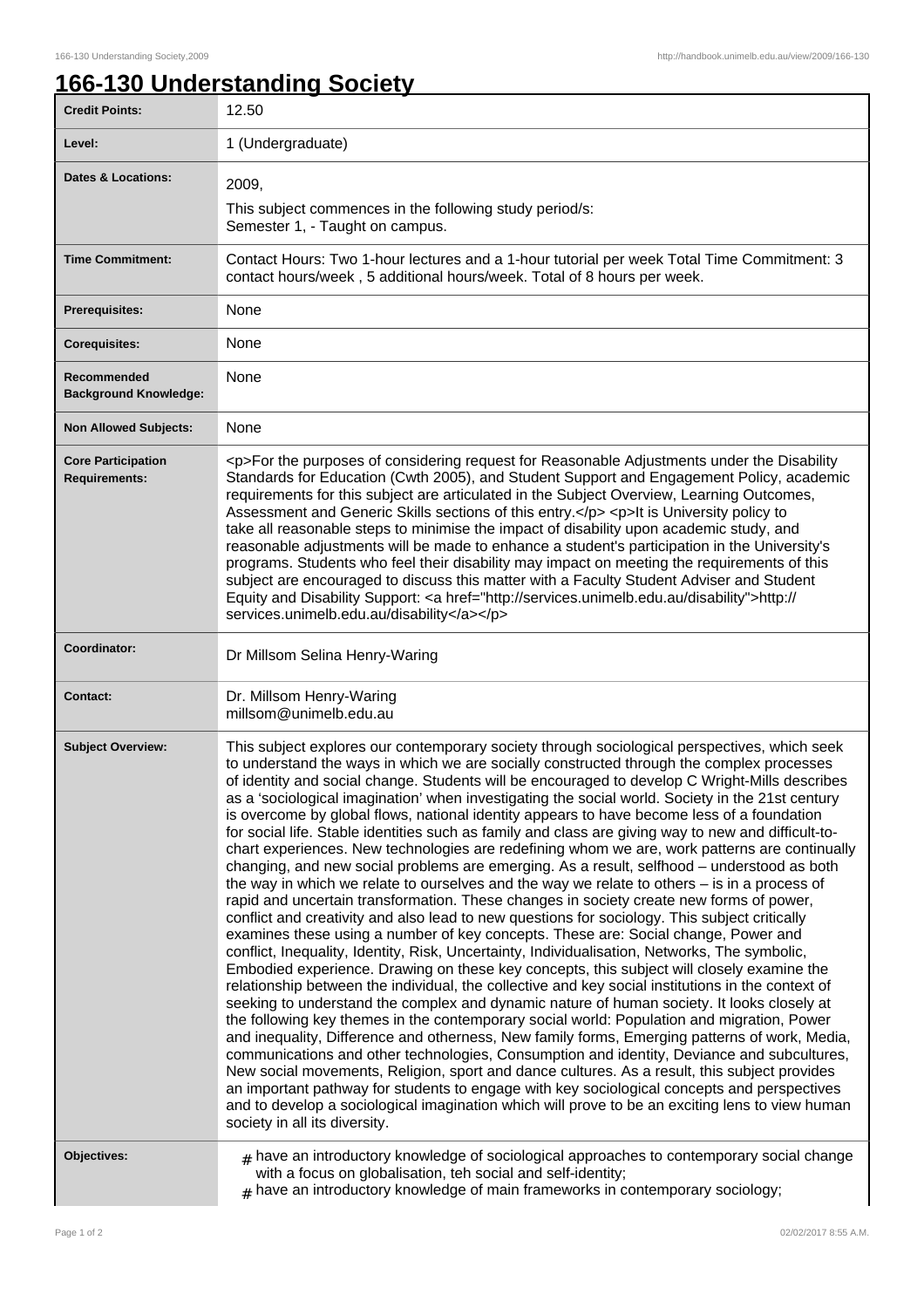# 166-130 Understanding Society

| | |
|---|---|
| **Credit Points:** | 12.50 |
| **Level:** | 1 (Undergraduate) |
| **Dates & Locations:** | 2009,<br>This subject commences in the following study period/s:<br>Semester 1, - Taught on campus. |
| **Time Commitment:** | Contact Hours: Two 1-hour lectures and a 1-hour tutorial per week Total Time Commitment: 3 contact hours/week , 5 additional hours/week. Total of 8 hours per week. |
| **Prerequisites:** | None |
| **Corequisites:** | None |
| **Recommended Background Knowledge:** | None |
| **Non Allowed Subjects:** | None |
| **Core Participation Requirements:** | <p>For the purposes of considering request for Reasonable Adjustments under the Disability Standards for Education (Cwth 2005), and Student Support and Engagement Policy, academic requirements for this subject are articulated in the Subject Overview, Learning Outcomes, Assessment and Generic Skills sections of this entry.</p> <p>It is University policy to take all reasonable steps to minimise the impact of disability upon academic study, and reasonable adjustments will be made to enhance a student's participation in the University's programs. Students who feel their disability may impact on meeting the requirements of this subject are encouraged to discuss this matter with a Faculty Student Adviser and Student Equity and Disability Support: <a href="http://services.unimelb.edu.au/disability">http://services.unimelb.edu.au/disability</a></p> |
| **Coordinator:** | Dr Millsom Selina Henry-Waring |
| **Contact:** | Dr. Millsom Henry-Waring<br>millsom@unimelb.edu.au |
| **Subject Overview:** | This subject explores our contemporary society through sociological perspectives, which seek to understand the ways in which we are socially constructed through the complex processes of identity and social change. Students will be encouraged to develop C Wright-Mills describes as a 'sociological imagination' when investigating the social world. Society in the 21st century is overcome by global flows, national identity appears to have become less of a foundation for social life. Stable identities such as family and class are giving way to new and difficult-to-chart experiences. New technologies are redefining whom we are, work patterns are continually changing, and new social problems are emerging. As a result, selfhood – understood as both the way in which we relate to ourselves and the way we relate to others – is in a process of rapid and uncertain transformation. These changes in society create new forms of power, conflict and creativity and also lead to new questions for sociology. This subject critically examines these using a number of key concepts. These are: Social change, Power and conflict, Inequality, Identity, Risk, Uncertainty, Individualisation, Networks, The symbolic, Embodied experience. Drawing on these key concepts, this subject will closely examine the relationship between the individual, the collective and key social institutions in the context of seeking to understand the complex and dynamic nature of human society. It looks closely at the following key themes in the contemporary social world: Population and migration, Power and inequality, Difference and otherness, New family forms, Emerging patterns of work, Media, communications and other technologies, Consumption and identity, Deviance and subcultures, New social movements, Religion, sport and dance cultures. As a result, this subject provides an important pathway for students to engage with key sociological concepts and perspectives and to develop a sociological imagination which will prove to be an exciting lens to view human society in all its diversity. |
| **Objectives:** | # have an introductory knowledge of sociological approaches to contemporary social change with a focus on globalisation, teh social and self-identity;<br># have an introductory knowledge of main frameworks in contemporary sociology; |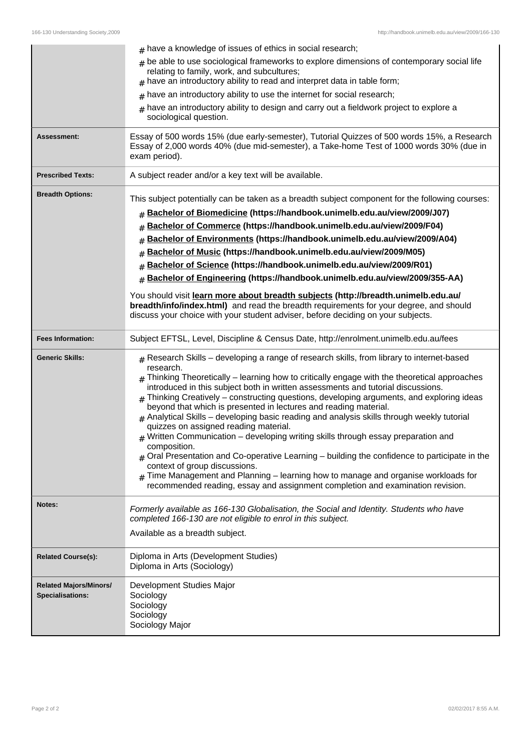| | |
|---|---|
| | # have a knowledge of issues of ethics in social research;<br># be able to use sociological frameworks to explore dimensions of contemporary social life relating to family, work, and subcultures;<br># have an introductory ability to read and interpret data in table form;<br># have an introductory ability to use the internet for social research;<br># have an introductory ability to design and carry out a fieldwork project to explore a sociological question. |
| **Assessment:** | Essay of 500 words 15% (due early-semester), Tutorial Quizzes of 500 words 15%, a Research Essay of 2,000 words 40% (due mid-semester), a Take-home Test of 1000 words 30% (due in exam period). |
| **Prescribed Texts:** | A subject reader and/or a key text will be available. |
| **Breadth Options:** | This subject potentially can be taken as a breadth subject component for the following courses:<br># **Bachelor of Biomedicine (https://handbook.unimelb.edu.au/view/2009/J07)**<br># **Bachelor of Commerce (https://handbook.unimelb.edu.au/view/2009/F04)**<br># **Bachelor of Environments (https://handbook.unimelb.edu.au/view/2009/A04)**<br># **Bachelor of Music (https://handbook.unimelb.edu.au/view/2009/M05)**<br># **Bachelor of Science (https://handbook.unimelb.edu.au/view/2009/R01)**<br># **Bachelor of Engineering (https://handbook.unimelb.edu.au/view/2009/355-AA)**<br>You should visit **learn more about breadth subjects (http://breadth.unimelb.edu.au/breadth/info/index.html)** and read the breadth requirements for your degree, and should discuss your choice with your student adviser, before deciding on your subjects. |
| **Fees Information:** | Subject EFTSL, Level, Discipline & Census Date, http://enrolment.unimelb.edu.au/fees |
| **Generic Skills:** | # Research Skills – developing a range of research skills, from library to internet-based research.<br># Thinking Theoretically – learning how to critically engage with the theoretical approaches introduced in this subject both in written assessments and tutorial discussions.<br># Thinking Creatively – constructing questions, developing arguments, and exploring ideas beyond that which is presented in lectures and reading material.<br># Analytical Skills – developing basic reading and analysis skills through weekly tutorial quizzes on assigned reading material.<br># Written Communication – developing writing skills through essay preparation and composition.<br># Oral Presentation and Co-operative Learning – building the confidence to participate in the context of group discussions.<br># Time Management and Planning – learning how to manage and organise workloads for recommended reading, essay and assignment completion and examination revision. |
| **Notes:** | *Formerly available as 166-130 Globalisation, the Social and Identity. Students who have completed 166-130 are not eligible to enrol in this subject.*<br>Available as a breadth subject. |
| **Related Course(s):** | Diploma in Arts (Development Studies)<br>Diploma in Arts (Sociology) |
| **Related Majors/Minors/ Specialisations:** | Development Studies Major<br>Sociology<br>Sociology<br>Sociology<br>Sociology Major |